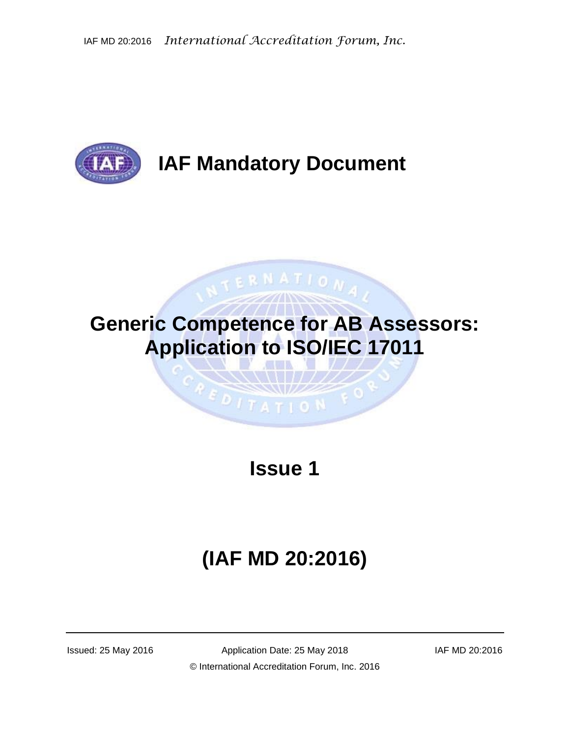# IAF Mandatory Document

# Generic Competence for AB Assessors: Application to ISO/IEC 17011

## Issue 1

## (IAF MD 20:2016)

Issued: 25 May 2016 | Application Date: 25 May 2018 | IAF MD 20:2016

© International Accreditation Forum, Inc. 2016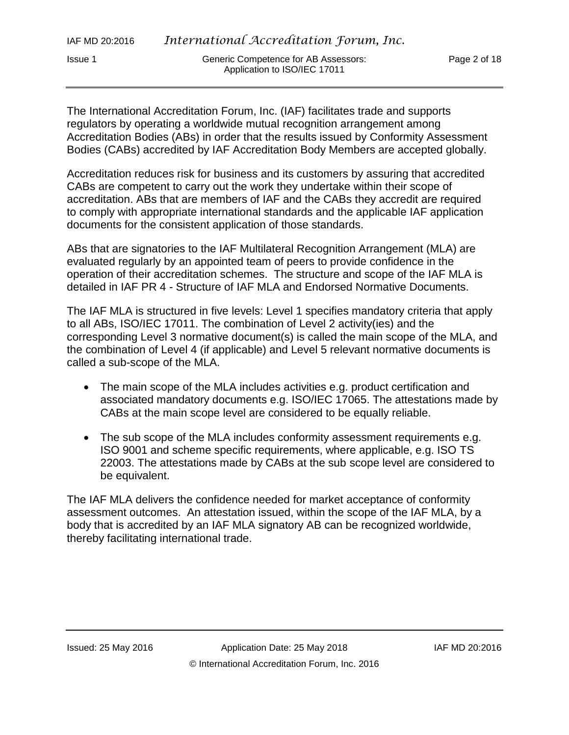The International Accreditation Forum, Inc. (IAF) facilitates trade and supports regulators by operating a worldwide mutual recognition arrangement among Accreditation Bodies (ABs) in order that the results issued by Conformity Assessment Bodies (CABs) accredited by IAF Accreditation Body Members are accepted globally.

Accreditation reduces risk for business and its customers by assuring that accredited CABs are competent to carry out the work they undertake within their scope of accreditation. ABs that are members of IAF and the CABs they accredit are required to comply with appropriate international standards and the applicable IAF application documents for the consistent application of those standards.

ABs that are signatories to the IAF Multilateral Recognition Arrangement (MLA) are evaluated regularly by an appointed team of peers to provide confidence in the operation of their accreditation schemes. The structure and scope of the IAF MLA is detailed in IAF PR 4 - Structure of IAF MLA and Endorsed Normative Documents.

The IAF MLA is structured in five levels: Level 1 specifies mandatory criteria that apply to all ABs, ISO/IEC 17011. The combination of Level 2 activity(ies) and the corresponding Level 3 normative document(s) is called the main scope of the MLA, and the combination of Level 4 (if applicable) and Level 5 relevant normative documents is called a sub-scope of the MLA.

- The main scope of the MLA includes activities e.g. product certification and associated mandatory documents e.g. ISO/IEC 17065. The attestations made by CABs at the main scope level are considered to be equally reliable.
- The sub scope of the MLA includes conformity assessment requirements e.g. ISO 9001 and scheme specific requirements, where applicable, e.g. ISO TS 22003. The attestations made by CABs at the sub scope level are considered to be equivalent.

The IAF MLA delivers the confidence needed for market acceptance of conformity assessment outcomes. An attestation issued, within the scope of the IAF MLA, by a body that is accredited by an IAF MLA signatory AB can be recognized worldwide, thereby facilitating international trade.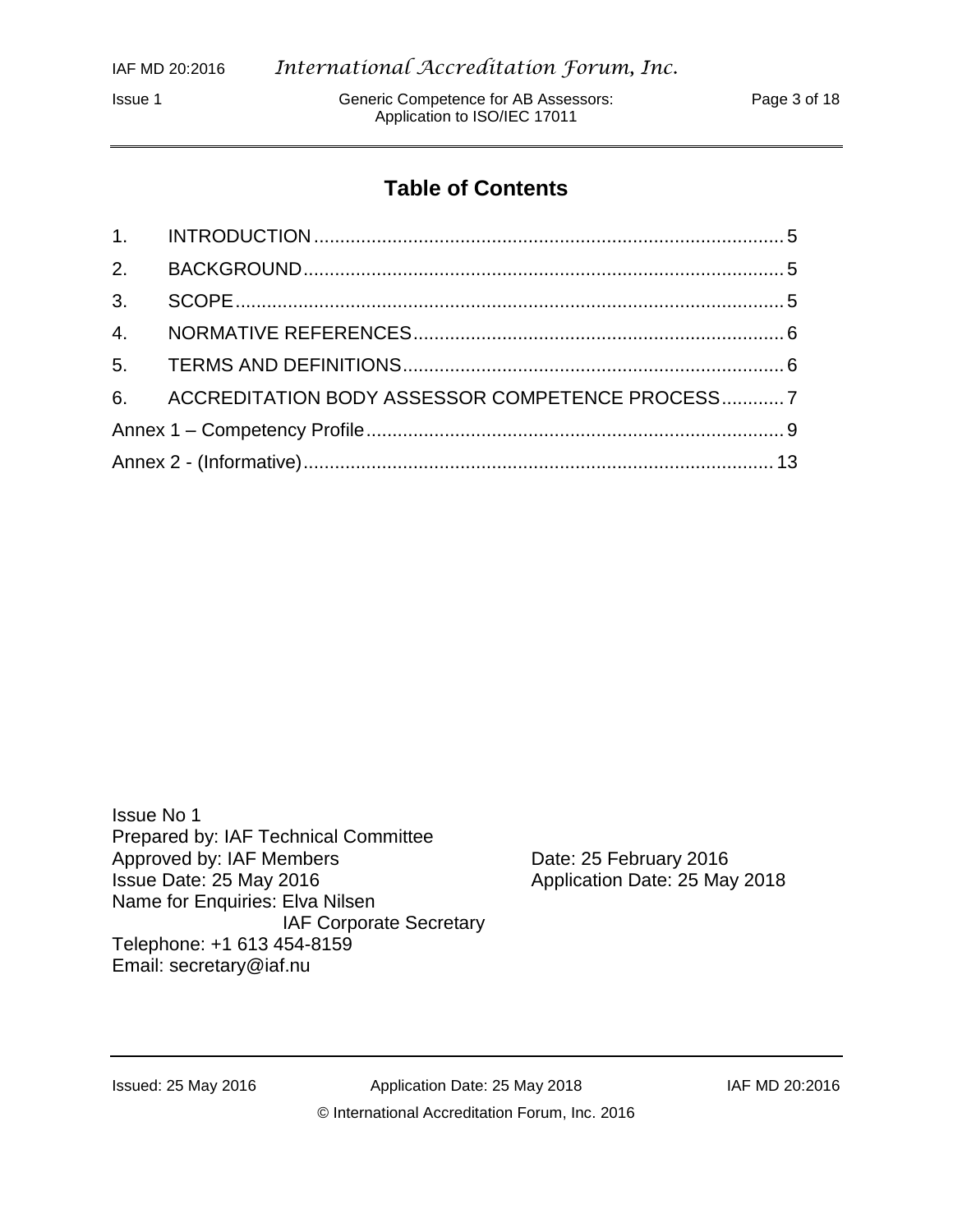# Table of Contents

1. INTRODUCTION .......... 5
2. BACKGROUND .......... 5
3. SCOPE .......... 5
4. NORMATIVE REFERENCES .......... 6
5. TERMS AND DEFINITIONS .......... 6
6. ACCREDITATION BODY ASSESSOR COMPETENCE PROCESS .......... 7

Annex 1 – Competency Profile .......... 9

Annex 2 - (Informative) .......... 13

Issue No 1
Prepared by: IAF Technical Committee
Approved by: IAF Members — Date: 25 February 2016
Issue Date: 25 May 2016 — Application Date: 25 May 2018
Name for Enquiries: Elva Nilsen
IAF Corporate Secretary
Telephone: +1 613 454-8159
Email: secretary@iaf.nu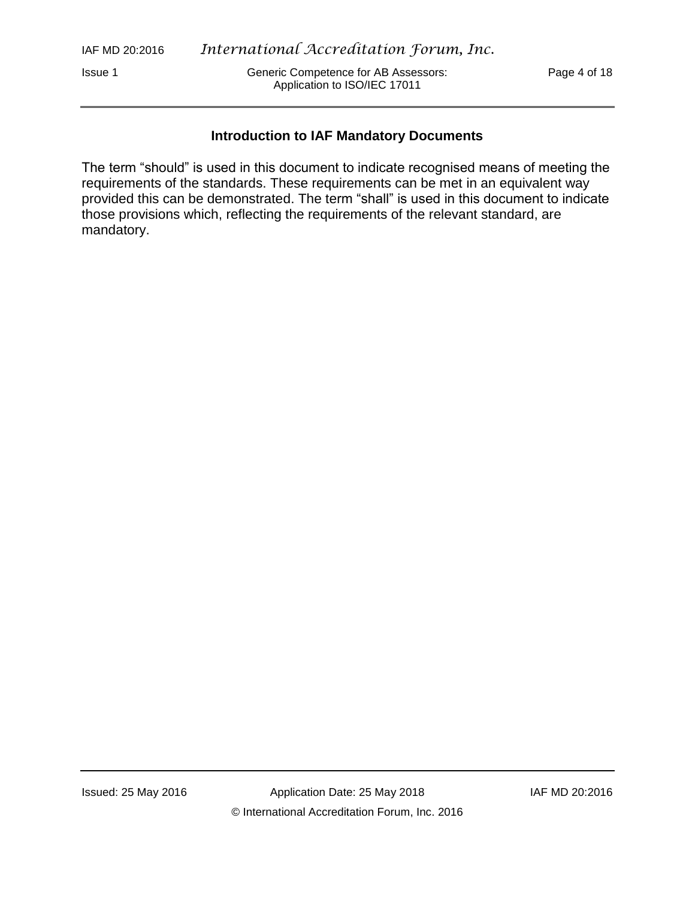## Introduction to IAF Mandatory Documents

The term "should" is used in this document to indicate recognised means of meeting the requirements of the standards. These requirements can be met in an equivalent way provided this can be demonstrated. The term "shall" is used in this document to indicate those provisions which, reflecting the requirements of the relevant standard, are mandatory.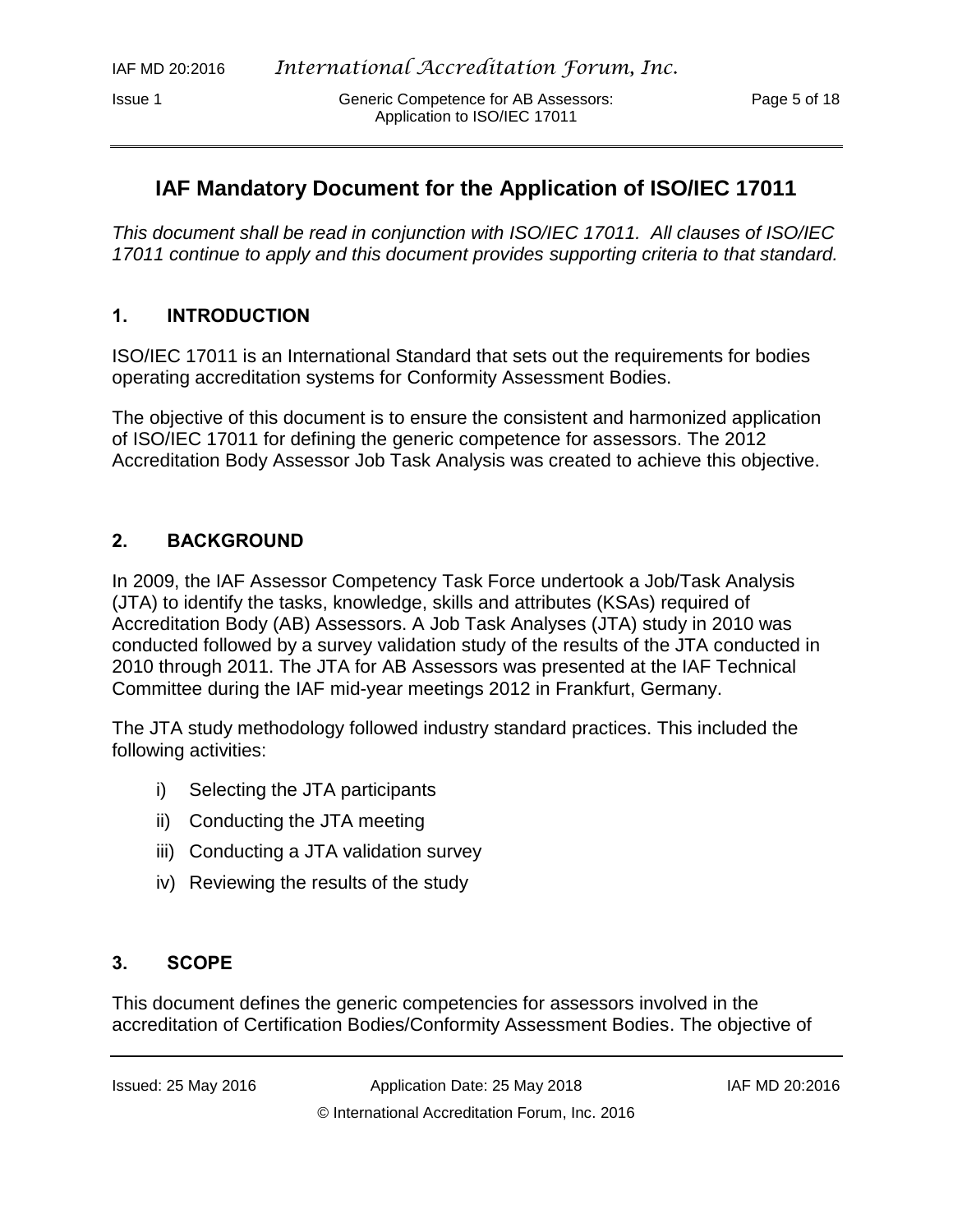# IAF Mandatory Document for the Application of ISO/IEC 17011

*This document shall be read in conjunction with ISO/IEC 17011. All clauses of ISO/IEC 17011 continue to apply and this document provides supporting criteria to that standard.*

## 1. INTRODUCTION

ISO/IEC 17011 is an International Standard that sets out the requirements for bodies operating accreditation systems for Conformity Assessment Bodies.

The objective of this document is to ensure the consistent and harmonized application of ISO/IEC 17011 for defining the generic competence for assessors. The 2012 Accreditation Body Assessor Job Task Analysis was created to achieve this objective.

## 2. BACKGROUND

In 2009, the IAF Assessor Competency Task Force undertook a Job/Task Analysis (JTA) to identify the tasks, knowledge, skills and attributes (KSAs) required of Accreditation Body (AB) Assessors. A Job Task Analyses (JTA) study in 2010 was conducted followed by a survey validation study of the results of the JTA conducted in 2010 through 2011. The JTA for AB Assessors was presented at the IAF Technical Committee during the IAF mid-year meetings 2012 in Frankfurt, Germany.

The JTA study methodology followed industry standard practices. This included the following activities:

i) Selecting the JTA participants
ii) Conducting the JTA meeting
iii) Conducting a JTA validation survey
iv) Reviewing the results of the study

## 3. SCOPE

This document defines the generic competencies for assessors involved in the accreditation of Certification Bodies/Conformity Assessment Bodies. The objective of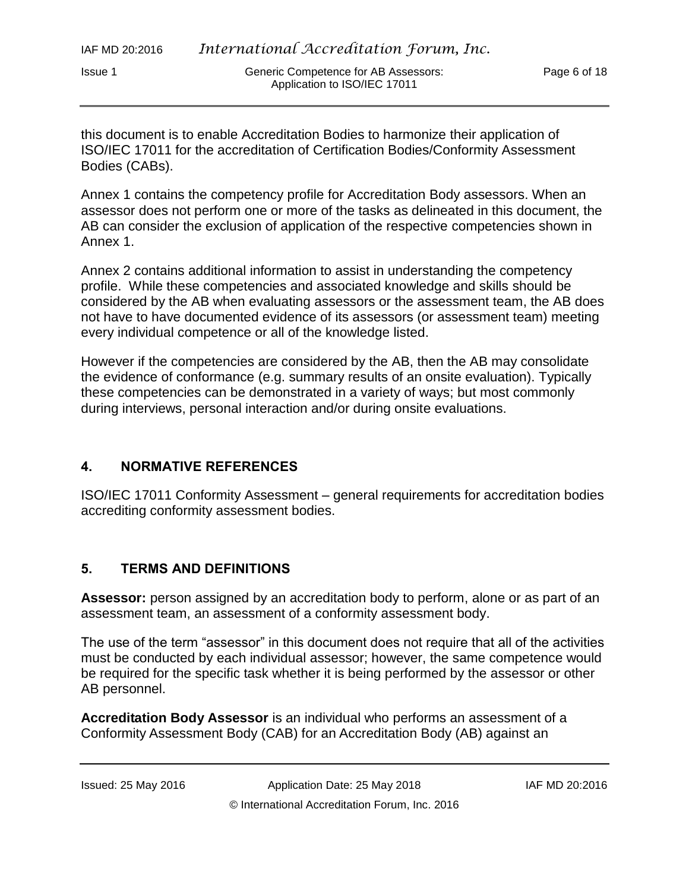this document is to enable Accreditation Bodies to harmonize their application of ISO/IEC 17011 for the accreditation of Certification Bodies/Conformity Assessment Bodies (CABs).

Annex 1 contains the competency profile for Accreditation Body assessors. When an assessor does not perform one or more of the tasks as delineated in this document, the AB can consider the exclusion of application of the respective competencies shown in Annex 1.

Annex 2 contains additional information to assist in understanding the competency profile. While these competencies and associated knowledge and skills should be considered by the AB when evaluating assessors or the assessment team, the AB does not have to have documented evidence of its assessors (or assessment team) meeting every individual competence or all of the knowledge listed.

However if the competencies are considered by the AB, then the AB may consolidate the evidence of conformance (e.g. summary results of an onsite evaluation). Typically these competencies can be demonstrated in a variety of ways; but most commonly during interviews, personal interaction and/or during onsite evaluations.

## 4. NORMATIVE REFERENCES

ISO/IEC 17011 Conformity Assessment – general requirements for accreditation bodies accrediting conformity assessment bodies.

## 5. TERMS AND DEFINITIONS

**Assessor:** person assigned by an accreditation body to perform, alone or as part of an assessment team, an assessment of a conformity assessment body.

The use of the term "assessor" in this document does not require that all of the activities must be conducted by each individual assessor; however, the same competence would be required for the specific task whether it is being performed by the assessor or other AB personnel.

**Accreditation Body Assessor** is an individual who performs an assessment of a Conformity Assessment Body (CAB) for an Accreditation Body (AB) against an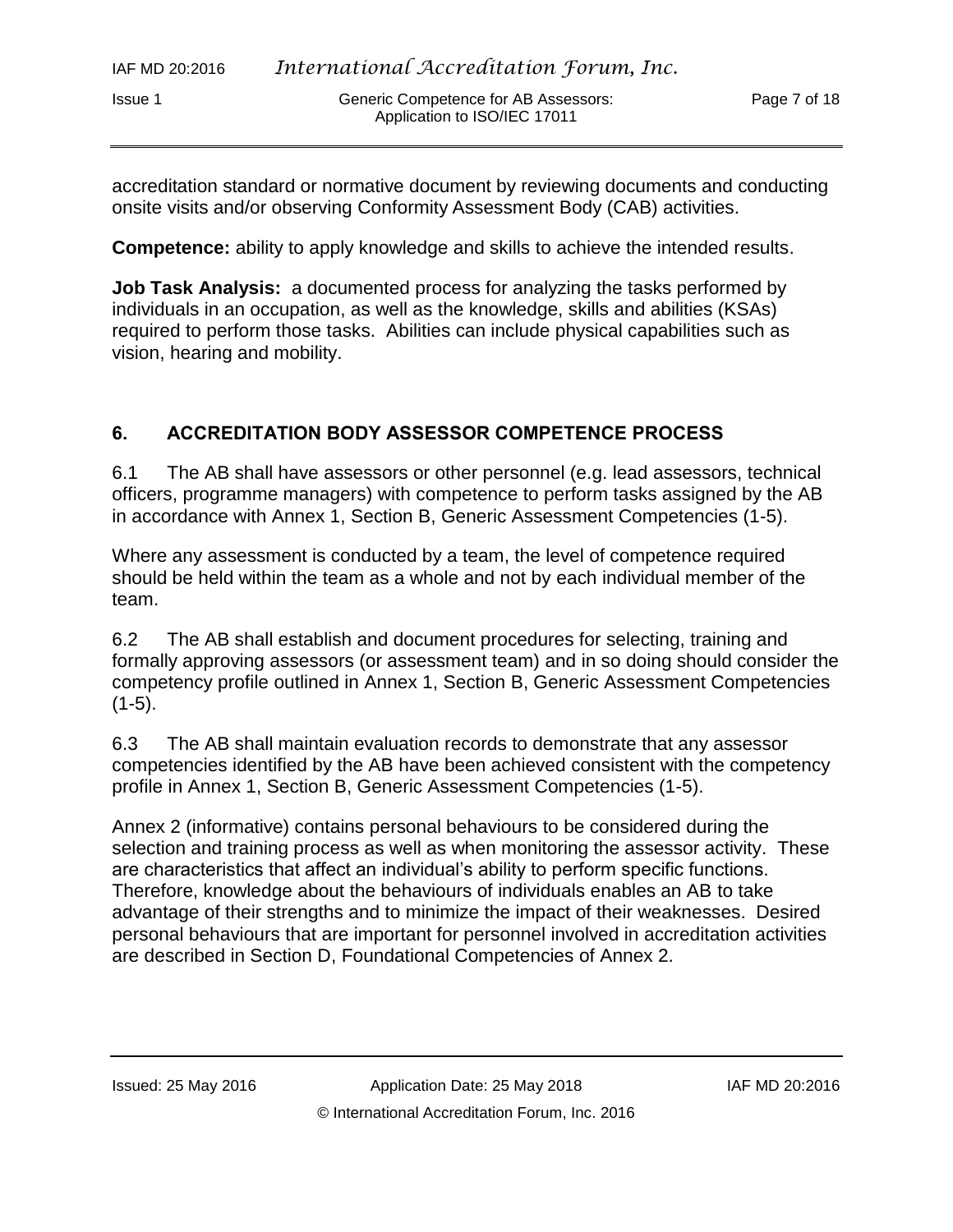accreditation standard or normative document by reviewing documents and conducting onsite visits and/or observing Conformity Assessment Body (CAB) activities.

**Competence:** ability to apply knowledge and skills to achieve the intended results.

**Job Task Analysis:** a documented process for analyzing the tasks performed by individuals in an occupation, as well as the knowledge, skills and abilities (KSAs) required to perform those tasks. Abilities can include physical capabilities such as vision, hearing and mobility.

## 6. ACCREDITATION BODY ASSESSOR COMPETENCE PROCESS

6.1 The AB shall have assessors or other personnel (e.g. lead assessors, technical officers, programme managers) with competence to perform tasks assigned by the AB in accordance with Annex 1, Section B, Generic Assessment Competencies (1-5).

Where any assessment is conducted by a team, the level of competence required should be held within the team as a whole and not by each individual member of the team.

6.2 The AB shall establish and document procedures for selecting, training and formally approving assessors (or assessment team) and in so doing should consider the competency profile outlined in Annex 1, Section B, Generic Assessment Competencies (1-5).

6.3 The AB shall maintain evaluation records to demonstrate that any assessor competencies identified by the AB have been achieved consistent with the competency profile in Annex 1, Section B, Generic Assessment Competencies (1-5).

Annex 2 (informative) contains personal behaviours to be considered during the selection and training process as well as when monitoring the assessor activity. These are characteristics that affect an individual's ability to perform specific functions. Therefore, knowledge about the behaviours of individuals enables an AB to take advantage of their strengths and to minimize the impact of their weaknesses. Desired personal behaviours that are important for personnel involved in accreditation activities are described in Section D, Foundational Competencies of Annex 2.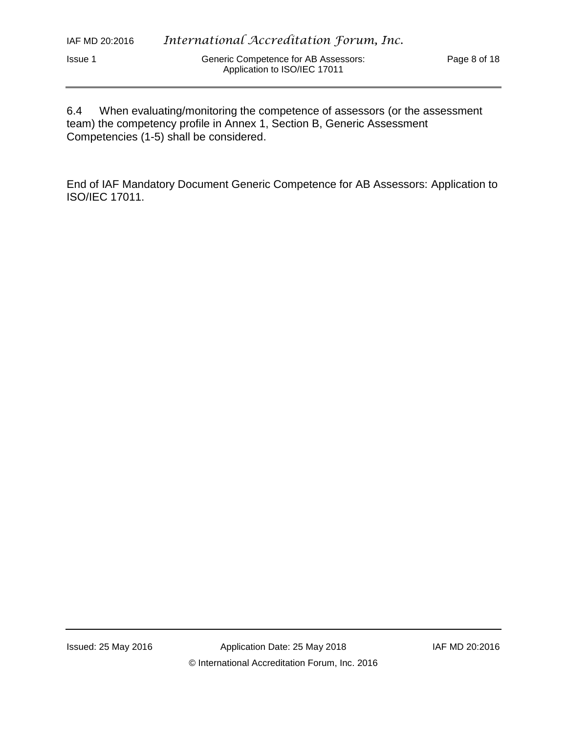6.4 When evaluating/monitoring the competence of assessors (or the assessment team) the competency profile in Annex 1, Section B, Generic Assessment Competencies (1-5) shall be considered.

End of IAF Mandatory Document Generic Competence for AB Assessors: Application to ISO/IEC 17011.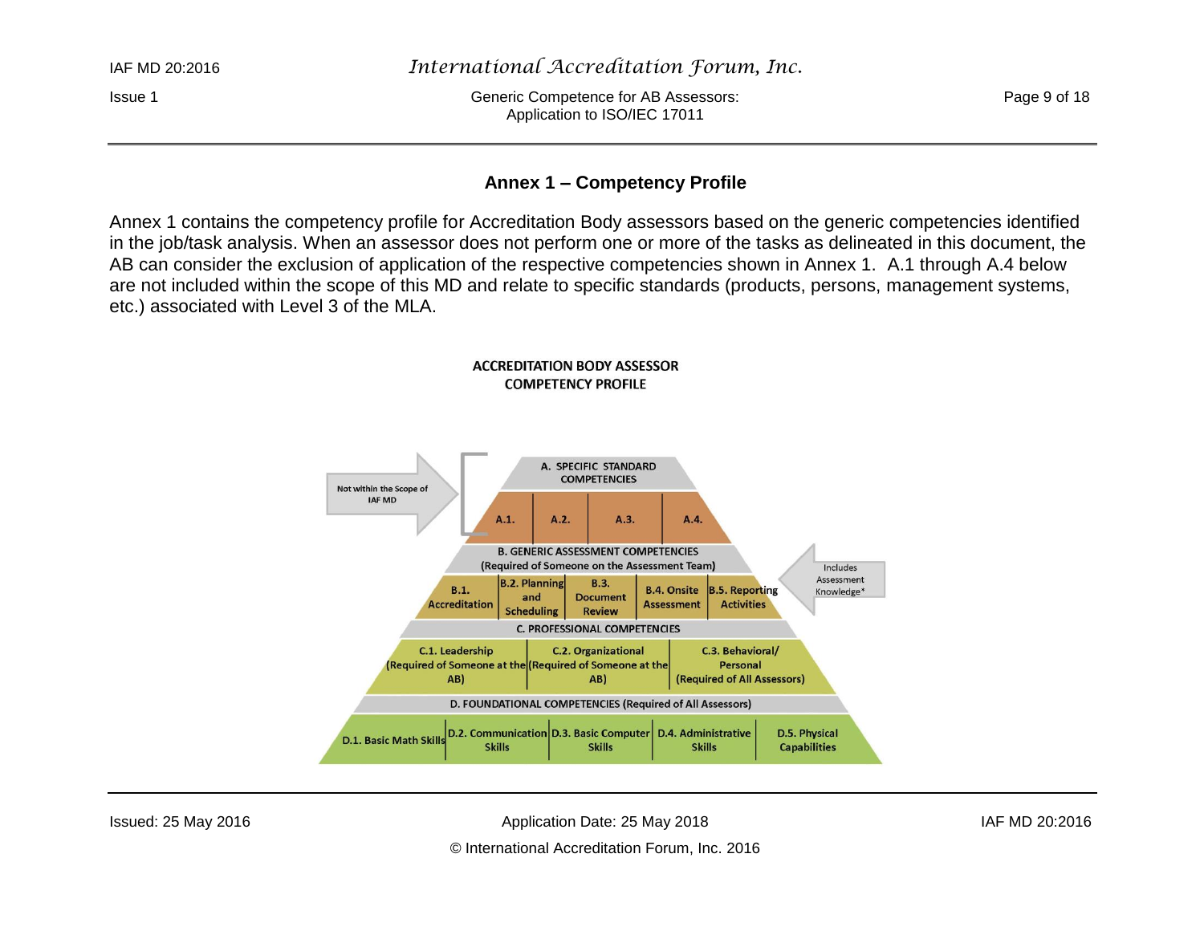## Annex 1 – Competency Profile

Annex 1 contains the competency profile for Accreditation Body assessors based on the generic competencies identified in the job/task analysis. When an assessor does not perform one or more of the tasks as delineated in this document, the AB can consider the exclusion of application of the respective competencies shown in Annex 1. A.1 through A.4 below are not included within the scope of this MD and relate to specific standards (products, persons, management systems, etc.) associated with Level 3 of the MLA.

**ACCREDITATION BODY ASSESSOR COMPETENCY PROFILE**

Not within the Scope of IAF MD

**A. SPECIFIC STANDARD COMPETENCIES**

| A.1. | A.2. | A.3. | A.4. |
|---|---|---|---|

**B. GENERIC ASSESSMENT COMPETENCIES (Required of Someone on the Assessment Team)**

Includes Assessment Knowledge*

| B.1. Accreditation | B.2. Planning and Scheduling | B.3. Document Review | B.4. Onsite Assessment | B.5. Reporting Activities |
|---|---|---|---|---|

**C. PROFESSIONAL COMPETENCIES**

| C.1. Leadership (Required of Someone at the AB) | C.2. Organizational (Required of Someone at the AB) | C.3. Behavioral/ Personal (Required of All Assessors) |
|---|---|---|

**D. FOUNDATIONAL COMPETENCIES (Required of All Assessors)**

| D.1. Basic Math Skills | D.2. Communication Skills | D.3. Basic Computer Skills | D.4. Administrative Skills | D.5. Physical Capabilities |
|---|---|---|---|---|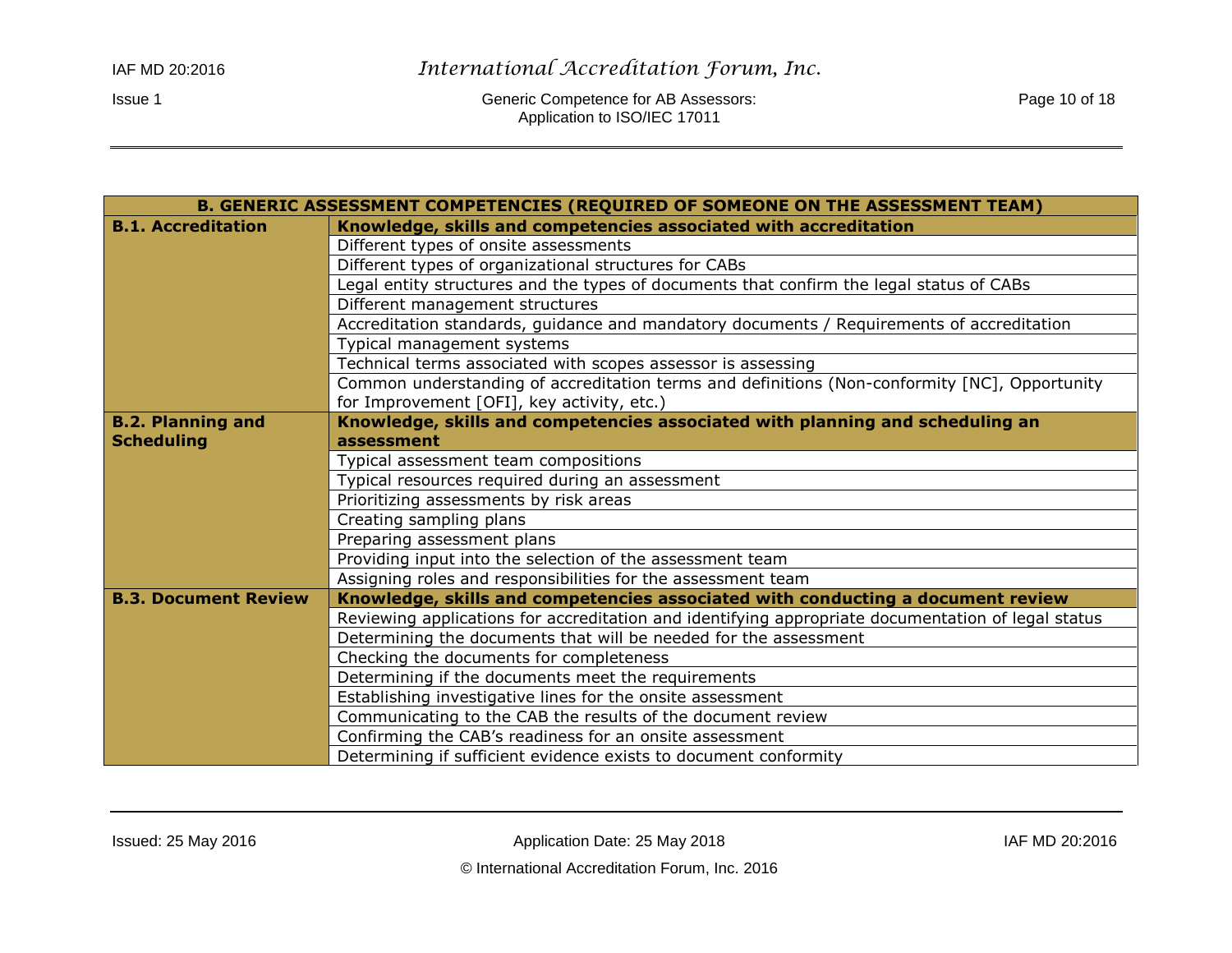| B. GENERIC ASSESSMENT COMPETENCIES (REQUIRED OF SOMEONE ON THE ASSESSMENT TEAM) | |
|---|---|
| **B.1. Accreditation** | **Knowledge, skills and competencies associated with accreditation** |
| | Different types of onsite assessments |
| | Different types of organizational structures for CABs |
| | Legal entity structures and the types of documents that confirm the legal status of CABs |
| | Different management structures |
| | Accreditation standards, guidance and mandatory documents / Requirements of accreditation |
| | Typical management systems |
| | Technical terms associated with scopes assessor is assessing |
| | Common understanding of accreditation terms and definitions (Non-conformity [NC], Opportunity for Improvement [OFI], key activity, etc.) |
| **B.2. Planning and Scheduling** | **Knowledge, skills and competencies associated with planning and scheduling an assessment** |
| | Typical assessment team compositions |
| | Typical resources required during an assessment |
| | Prioritizing assessments by risk areas |
| | Creating sampling plans |
| | Preparing assessment plans |
| | Providing input into the selection of the assessment team |
| | Assigning roles and responsibilities for the assessment team |
| **B.3. Document Review** | **Knowledge, skills and competencies associated with conducting a document review** |
| | Reviewing applications for accreditation and identifying appropriate documentation of legal status |
| | Determining the documents that will be needed for the assessment |
| | Checking the documents for completeness |
| | Determining if the documents meet the requirements |
| | Establishing investigative lines for the onsite assessment |
| | Communicating to the CAB the results of the document review |
| | Confirming the CAB's readiness for an onsite assessment |
| | Determining if sufficient evidence exists to document conformity |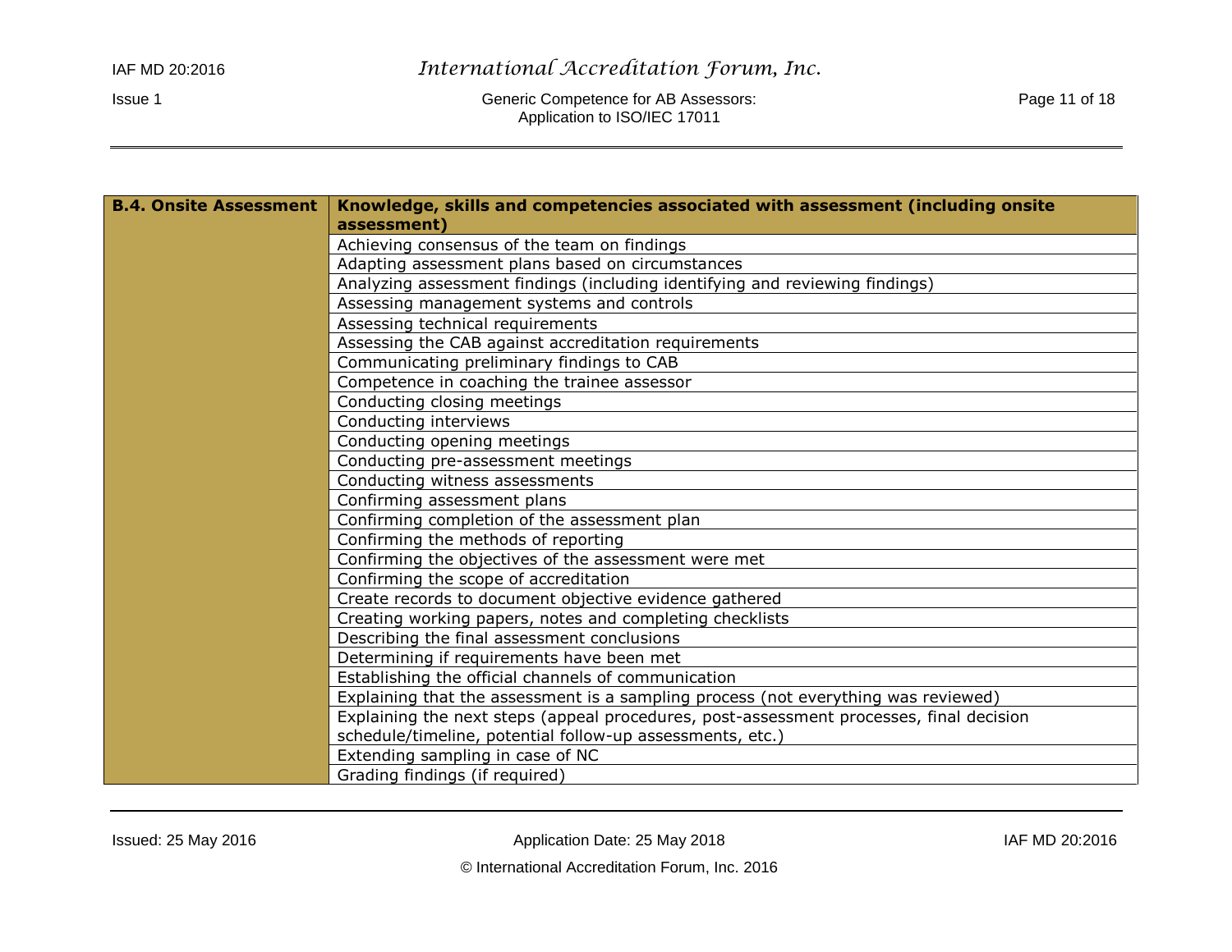| B.4. Onsite Assessment | Knowledge, skills and competencies associated with assessment (including onsite assessment) |
|---|---|
| | Achieving consensus of the team on findings |
| | Adapting assessment plans based on circumstances |
| | Analyzing assessment findings (including identifying and reviewing findings) |
| | Assessing management systems and controls |
| | Assessing technical requirements |
| | Assessing the CAB against accreditation requirements |
| | Communicating preliminary findings to CAB |
| | Competence in coaching the trainee assessor |
| | Conducting closing meetings |
| | Conducting interviews |
| | Conducting opening meetings |
| | Conducting pre-assessment meetings |
| | Conducting witness assessments |
| | Confirming assessment plans |
| | Confirming completion of the assessment plan |
| | Confirming the methods of reporting |
| | Confirming the objectives of the assessment were met |
| | Confirming the scope of accreditation |
| | Create records to document objective evidence gathered |
| | Creating working papers, notes and completing checklists |
| | Describing the final assessment conclusions |
| | Determining if requirements have been met |
| | Establishing the official channels of communication |
| | Explaining that the assessment is a sampling process (not everything was reviewed) |
| | Explaining the next steps (appeal procedures, post-assessment processes, final decision schedule/timeline, potential follow-up assessments, etc.) |
| | Extending sampling in case of NC |
| | Grading findings (if required) |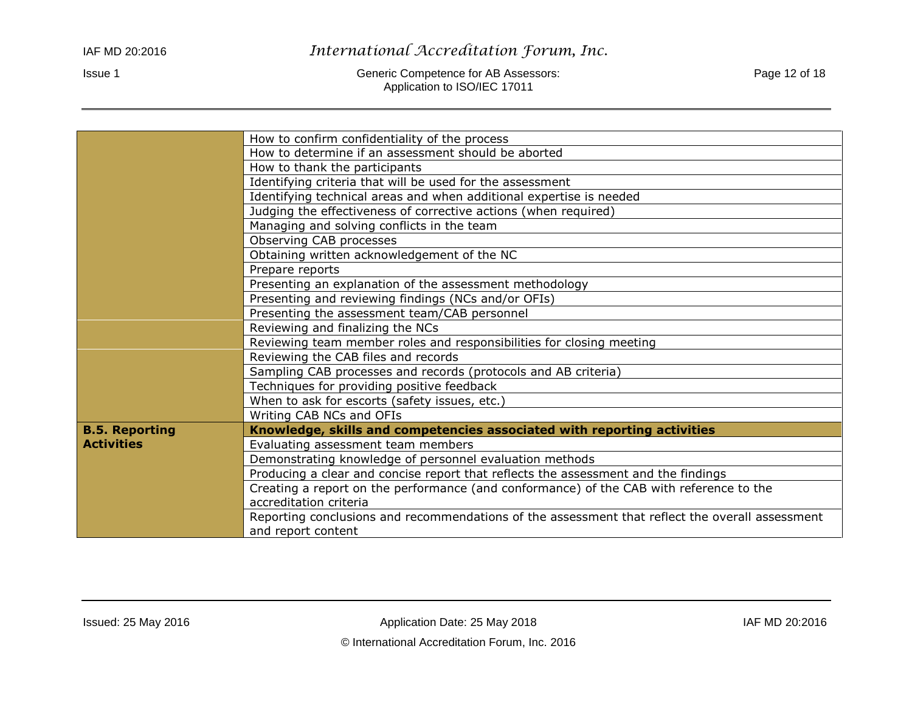| | |
|---|---|
| | How to confirm confidentiality of the process |
| | How to determine if an assessment should be aborted |
| | How to thank the participants |
| | Identifying criteria that will be used for the assessment |
| | Identifying technical areas and when additional expertise is needed |
| | Judging the effectiveness of corrective actions (when required) |
| | Managing and solving conflicts in the team |
| | Observing CAB processes |
| | Obtaining written acknowledgement of the NC |
| | Prepare reports |
| | Presenting an explanation of the assessment methodology |
| | Presenting and reviewing findings (NCs and/or OFIs) |
| | Presenting the assessment team/CAB personnel |
| | Reviewing and finalizing the NCs |
| | Reviewing team member roles and responsibilities for closing meeting |
| | Reviewing the CAB files and records |
| | Sampling CAB processes and records (protocols and AB criteria) |
| | Techniques for providing positive feedback |
| | When to ask for escorts (safety issues, etc.) |
| | Writing CAB NCs and OFIs |
| **B.5. Reporting Activities** | **Knowledge, skills and competencies associated with reporting activities** |
| | Evaluating assessment team members |
| | Demonstrating knowledge of personnel evaluation methods |
| | Producing a clear and concise report that reflects the assessment and the findings |
| | Creating a report on the performance (and conformance) of the CAB with reference to the accreditation criteria |
| | Reporting conclusions and recommendations of the assessment that reflect the overall assessment and report content |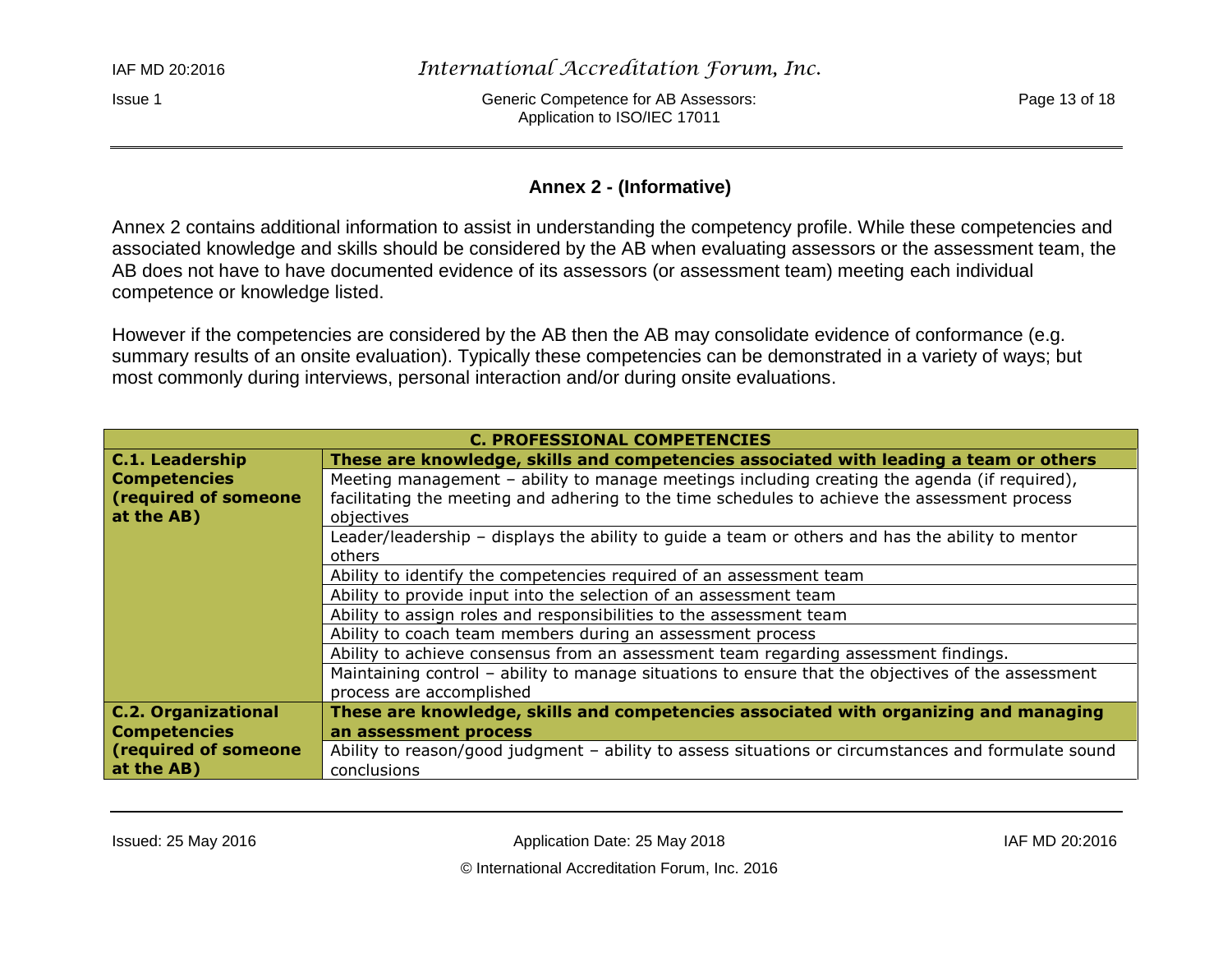## Annex 2 - (Informative)

Annex 2 contains additional information to assist in understanding the competency profile. While these competencies and associated knowledge and skills should be considered by the AB when evaluating assessors or the assessment team, the AB does not have to have documented evidence of its assessors (or assessment team) meeting each individual competence or knowledge listed.

However if the competencies are considered by the AB then the AB may consolidate evidence of conformance (e.g. summary results of an onsite evaluation). Typically these competencies can be demonstrated in a variety of ways; but most commonly during interviews, personal interaction and/or during onsite evaluations.

| **C. PROFESSIONAL COMPETENCIES** | |
|---|---|
| **C.1. Leadership Competencies (required of someone at the AB)** | **These are knowledge, skills and competencies associated with leading a team or others** |
| | Meeting management – ability to manage meetings including creating the agenda (if required), facilitating the meeting and adhering to the time schedules to achieve the assessment process objectives |
| | Leader/leadership – displays the ability to guide a team or others and has the ability to mentor others |
| | Ability to identify the competencies required of an assessment team |
| | Ability to provide input into the selection of an assessment team |
| | Ability to assign roles and responsibilities to the assessment team |
| | Ability to coach team members during an assessment process |
| | Ability to achieve consensus from an assessment team regarding assessment findings. |
| | Maintaining control – ability to manage situations to ensure that the objectives of the assessment process are accomplished |
| **C.2. Organizational Competencies (required of someone at the AB)** | **These are knowledge, skills and competencies associated with organizing and managing an assessment process** |
| | Ability to reason/good judgment – ability to assess situations or circumstances and formulate sound conclusions |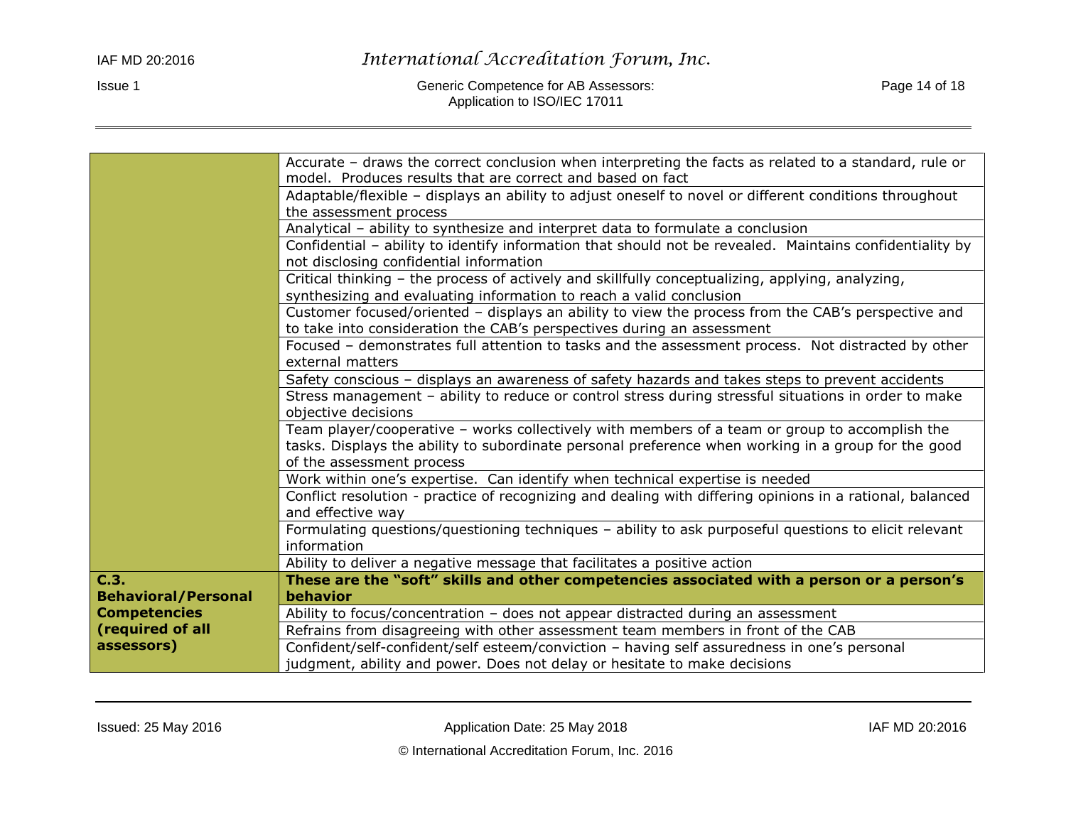| | |
|---|---|
| | Accurate – draws the correct conclusion when interpreting the facts as related to a standard, rule or model. Produces results that are correct and based on fact |
| | Adaptable/flexible – displays an ability to adjust oneself to novel or different conditions throughout the assessment process |
| | Analytical – ability to synthesize and interpret data to formulate a conclusion |
| | Confidential – ability to identify information that should not be revealed. Maintains confidentiality by not disclosing confidential information |
| | Critical thinking – the process of actively and skillfully conceptualizing, applying, analyzing, synthesizing and evaluating information to reach a valid conclusion |
| | Customer focused/oriented – displays an ability to view the process from the CAB's perspective and to take into consideration the CAB's perspectives during an assessment |
| | Focused – demonstrates full attention to tasks and the assessment process. Not distracted by other external matters |
| | Safety conscious – displays an awareness of safety hazards and takes steps to prevent accidents |
| | Stress management – ability to reduce or control stress during stressful situations in order to make objective decisions |
| | Team player/cooperative – works collectively with members of a team or group to accomplish the tasks. Displays the ability to subordinate personal preference when working in a group for the good of the assessment process |
| | Work within one's expertise. Can identify when technical expertise is needed |
| | Conflict resolution - practice of recognizing and dealing with differing opinions in a rational, balanced and effective way |
| | Formulating questions/questioning techniques – ability to ask purposeful questions to elicit relevant information |
| | Ability to deliver a negative message that facilitates a positive action |
| **C.3. Behavioral/Personal Competencies (required of all assessors)** | **These are the "soft" skills and other competencies associated with a person or a person's behavior** |
| | Ability to focus/concentration – does not appear distracted during an assessment |
| | Refrains from disagreeing with other assessment team members in front of the CAB |
| | Confident/self-confident/self esteem/conviction – having self assuredness in one's personal judgment, ability and power. Does not delay or hesitate to make decisions |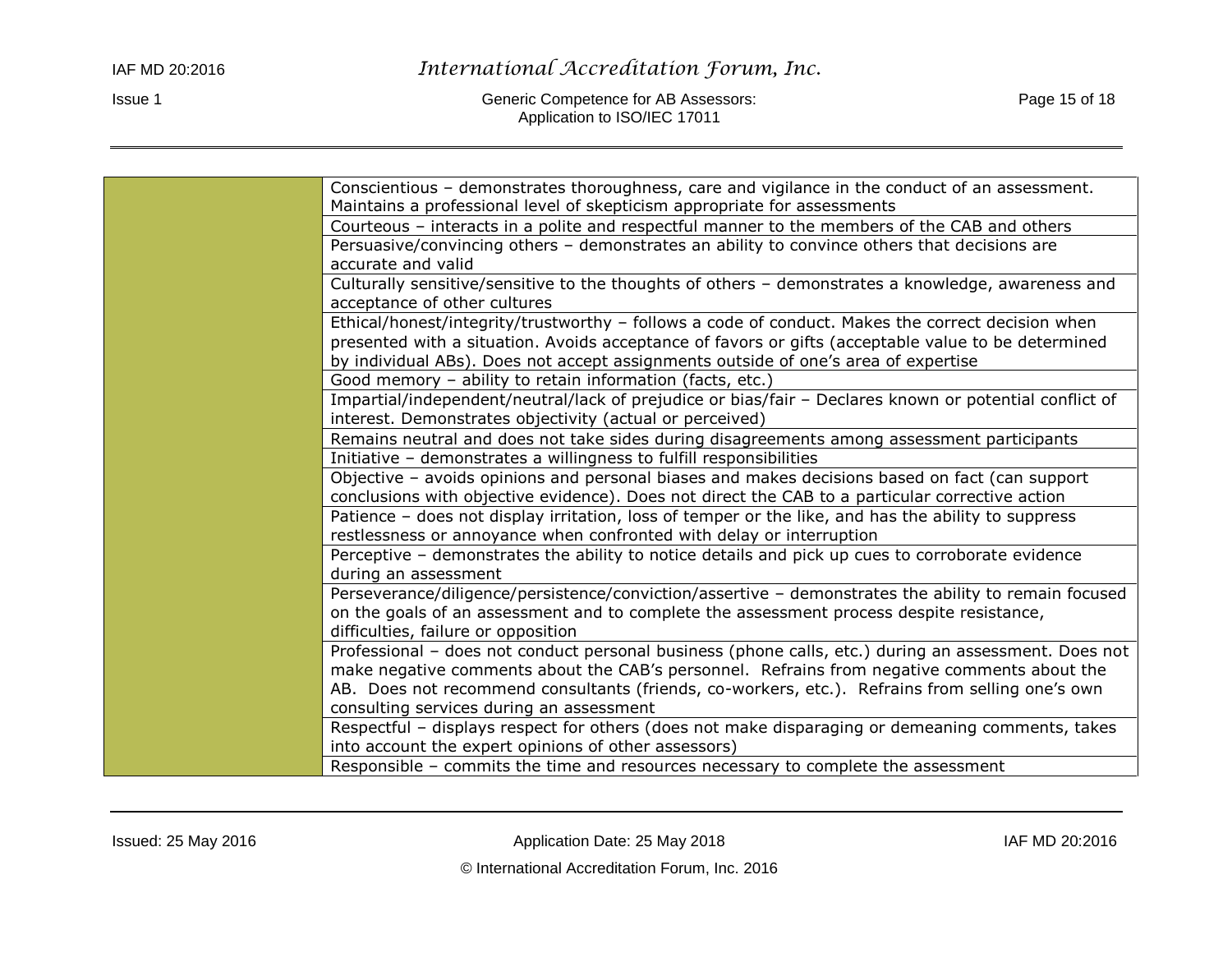| | |
|---|---|
| | Conscientious – demonstrates thoroughness, care and vigilance in the conduct of an assessment. Maintains a professional level of skepticism appropriate for assessments |
| | Courteous – interacts in a polite and respectful manner to the members of the CAB and others |
| | Persuasive/convincing others – demonstrates an ability to convince others that decisions are accurate and valid |
| | Culturally sensitive/sensitive to the thoughts of others – demonstrates a knowledge, awareness and acceptance of other cultures |
| | Ethical/honest/integrity/trustworthy – follows a code of conduct. Makes the correct decision when presented with a situation. Avoids acceptance of favors or gifts (acceptable value to be determined by individual ABs). Does not accept assignments outside of one's area of expertise |
| | Good memory – ability to retain information (facts, etc.) |
| | Impartial/independent/neutral/lack of prejudice or bias/fair – Declares known or potential conflict of interest. Demonstrates objectivity (actual or perceived) |
| | Remains neutral and does not take sides during disagreements among assessment participants |
| | Initiative – demonstrates a willingness to fulfill responsibilities |
| | Objective – avoids opinions and personal biases and makes decisions based on fact (can support conclusions with objective evidence). Does not direct the CAB to a particular corrective action |
| | Patience – does not display irritation, loss of temper or the like, and has the ability to suppress restlessness or annoyance when confronted with delay or interruption |
| | Perceptive – demonstrates the ability to notice details and pick up cues to corroborate evidence during an assessment |
| | Perseverance/diligence/persistence/conviction/assertive – demonstrates the ability to remain focused on the goals of an assessment and to complete the assessment process despite resistance, difficulties, failure or opposition |
| | Professional – does not conduct personal business (phone calls, etc.) during an assessment. Does not make negative comments about the CAB's personnel. Refrains from negative comments about the AB. Does not recommend consultants (friends, co-workers, etc.). Refrains from selling one's own consulting services during an assessment |
| | Respectful – displays respect for others (does not make disparaging or demeaning comments, takes into account the expert opinions of other assessors) |
| | Responsible – commits the time and resources necessary to complete the assessment |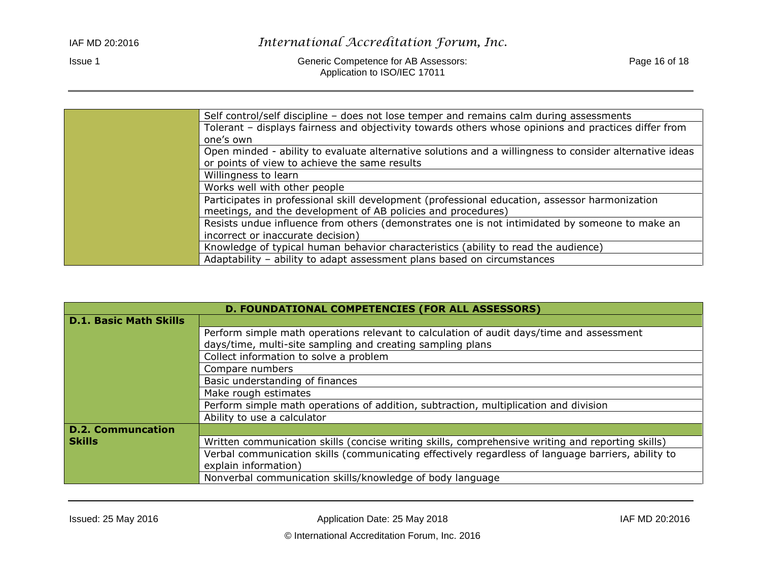| | |
|---|---|
| | Self control/self discipline – does not lose temper and remains calm during assessments |
| | Tolerant – displays fairness and objectivity towards others whose opinions and practices differ from one's own |
| | Open minded - ability to evaluate alternative solutions and a willingness to consider alternative ideas or points of view to achieve the same results |
| | Willingness to learn |
| | Works well with other people |
| | Participates in professional skill development (professional education, assessor harmonization meetings, and the development of AB policies and procedures) |
| | Resists undue influence from others (demonstrates one is not intimidated by someone to make an incorrect or inaccurate decision) |
| | Knowledge of typical human behavior characteristics (ability to read the audience) |
| | Adaptability – ability to adapt assessment plans based on circumstances |

| **D. FOUNDATIONAL COMPETENCIES (FOR ALL ASSESSORS)** | |
|---|---|
| **D.1. Basic Math Skills** | |
| | Perform simple math operations relevant to calculation of audit days/time and assessment days/time, multi-site sampling and creating sampling plans |
| | Collect information to solve a problem |
| | Compare numbers |
| | Basic understanding of finances |
| | Make rough estimates |
| | Perform simple math operations of addition, subtraction, multiplication and division |
| | Ability to use a calculator |
| **D.2. Communcation Skills** | |
| | Written communication skills (concise writing skills, comprehensive writing and reporting skills) |
| | Verbal communication skills (communicating effectively regardless of language barriers, ability to explain information) |
| | Nonverbal communication skills/knowledge of body language |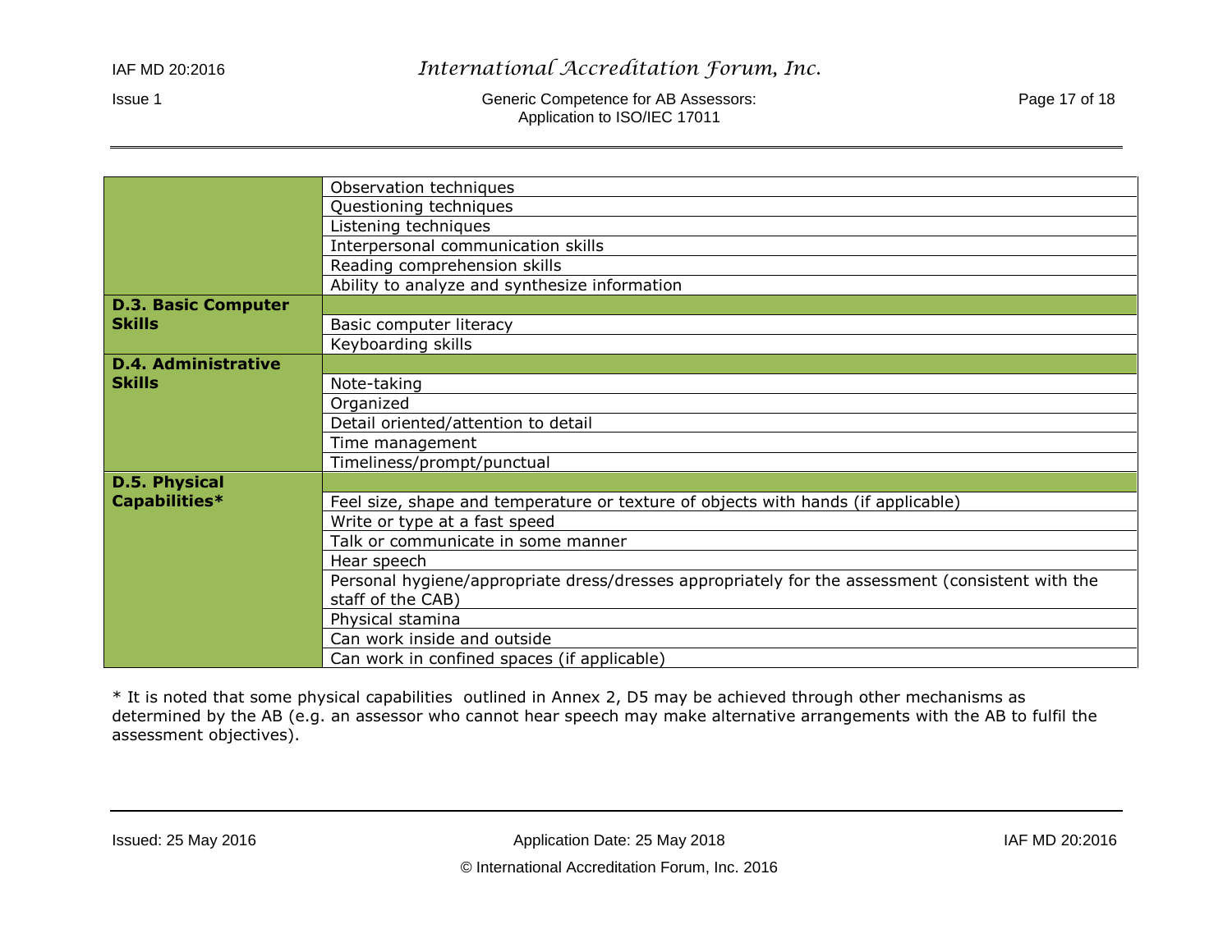| | |
|---|---|
| | Observation techniques |
| | Questioning techniques |
| | Listening techniques |
| | Interpersonal communication skills |
| | Reading comprehension skills |
| | Ability to analyze and synthesize information |
| **D.3. Basic Computer Skills** | |
| | Basic computer literacy |
| | Keyboarding skills |
| **D.4. Administrative Skills** | |
| | Note-taking |
| | Organized |
| | Detail oriented/attention to detail |
| | Time management |
| | Timeliness/prompt/punctual |
| **D.5. Physical Capabilities*** | |
| | Feel size, shape and temperature or texture of objects with hands (if applicable) |
| | Write or type at a fast speed |
| | Talk or communicate in some manner |
| | Hear speech |
| | Personal hygiene/appropriate dress/dresses appropriately for the assessment (consistent with the staff of the CAB) |
| | Physical stamina |
| | Can work inside and outside |
| | Can work in confined spaces (if applicable) |

* It is noted that some physical capabilities outlined in Annex 2, D5 may be achieved through other mechanisms as determined by the AB (e.g. an assessor who cannot hear speech may make alternative arrangements with the AB to fulfil the assessment objectives).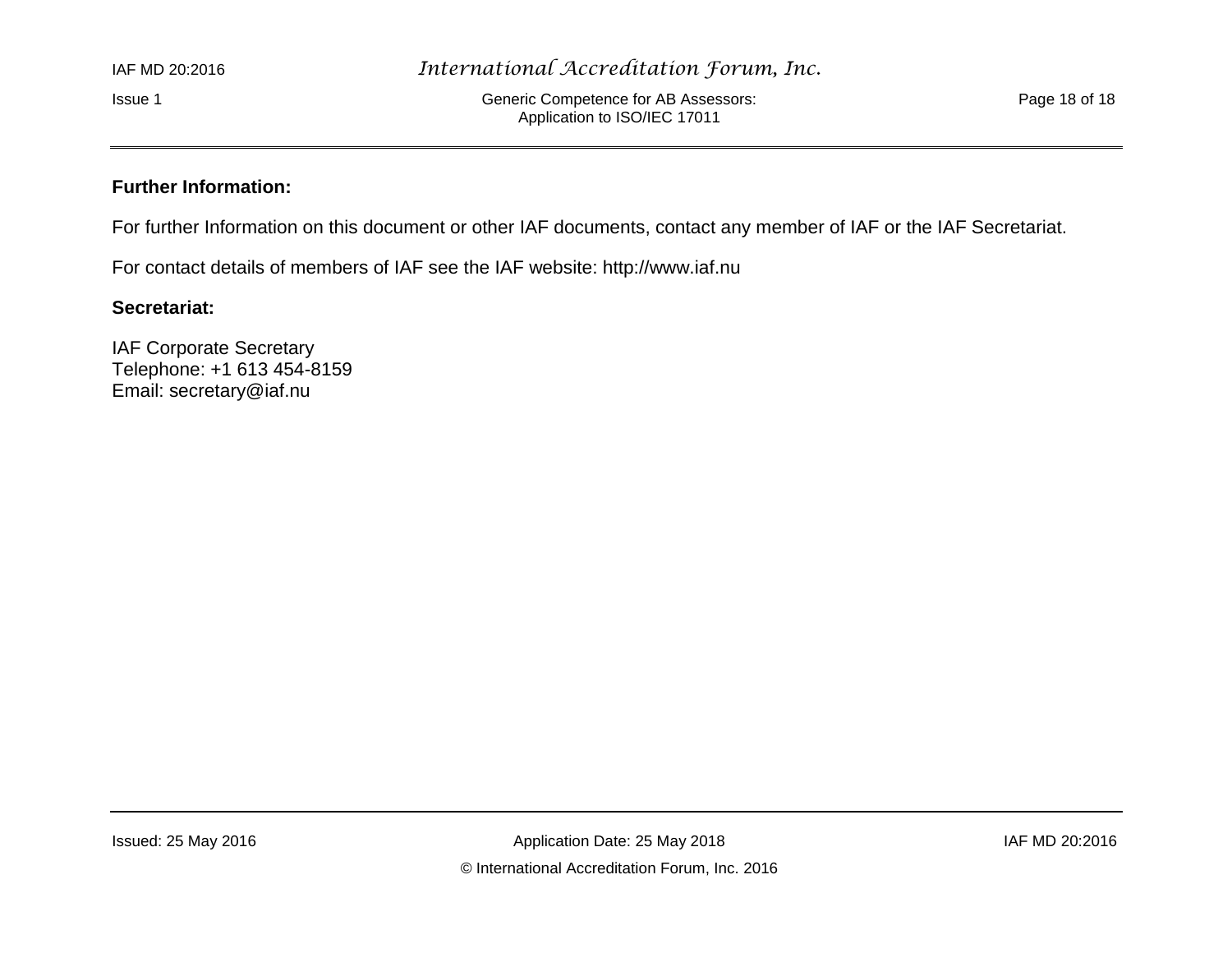**Further Information:**

For further Information on this document or other IAF documents, contact any member of IAF or the IAF Secretariat.

For contact details of members of IAF see the IAF website: http://www.iaf.nu

**Secretariat:**

IAF Corporate Secretary
Telephone: +1 613 454-8159
Email: secretary@iaf.nu